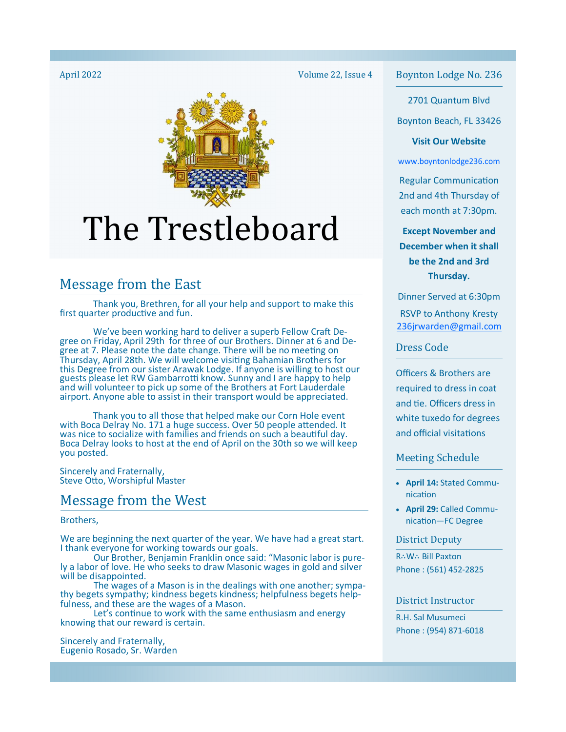April 2022 Volume 22, Issue 4

# The Trestleboard

## Message from the East

Thank you, Brethren, for all your help and support to make this first quarter productive and fun.

We've been working hard to deliver a superb Fellow Craft Degree on Friday, April 29th for three of our Brothers. Dinner at 6 and Degree at 7. Please note the date change. There will be no meeting on Thursday, April 28th. We will welcome visiting Bahamian Brothers for this Degree from our sister Arawak Lodge. If anyone is willing to host our guests please let RW Gambarrotti know. Sunny and I are happy to help and will volunteer to pick up some of the Brothers at Fort Lauderdale airport. Anyone able to assist in their transport would be appreciated.

Thank you to all those that helped make our Corn Hole event with Boca Delray No. 171 a huge success. Over 50 people attended. It was nice to socialize with families and friends on such a beautiful day. Boca Delray looks to host at the end of April on the 30th so we will keep you posted.

Sincerely and Fraternally,
Steve Otto, Worshipful Master

## Message from the West

Brothers,

We are beginning the next quarter of the year. We have had a great start. I thank everyone for working towards our goals.

Our Brother, Benjamin Franklin once said: "Masonic labor is purely a labor of love. He who seeks to draw Masonic wages in gold and silver will be disappointed.

The wages of a Mason is in the dealings with one another; sympathy begets sympathy; kindness begets kindness; helpfulness begets helpfulness, and these are the wages of a Mason.

Let's continue to work with the same enthusiasm and energy knowing that our reward is certain.

Sincerely and Fraternally,
Eugenio Rosado, Sr. Warden

## Boynton Lodge No. 236

2701 Quantum Blvd

Boynton Beach, FL 33426

**Visit Our Website**

www.boyntonlodge236.com

Regular Communication 2nd and 4th Thursday of each month at 7:30pm.

**Except November and December when it shall be the 2nd and 3rd Thursday.**

Dinner Served at 6:30pm

RSVP to Anthony Kresty
236jrwarden@gmail.com

## Dress Code

Officers & Brothers are required to dress in coat and tie. Officers dress in white tuxedo for degrees and official visitations

## Meeting Schedule

- **April 14:** Stated Communication
- **April 29:** Called Communication—FC Degree

## District Deputy

R∴W∴ Bill Paxton
Phone : (561) 452-2825

## District Instructor

R.H. Sal Musumeci
Phone : (954) 871-6018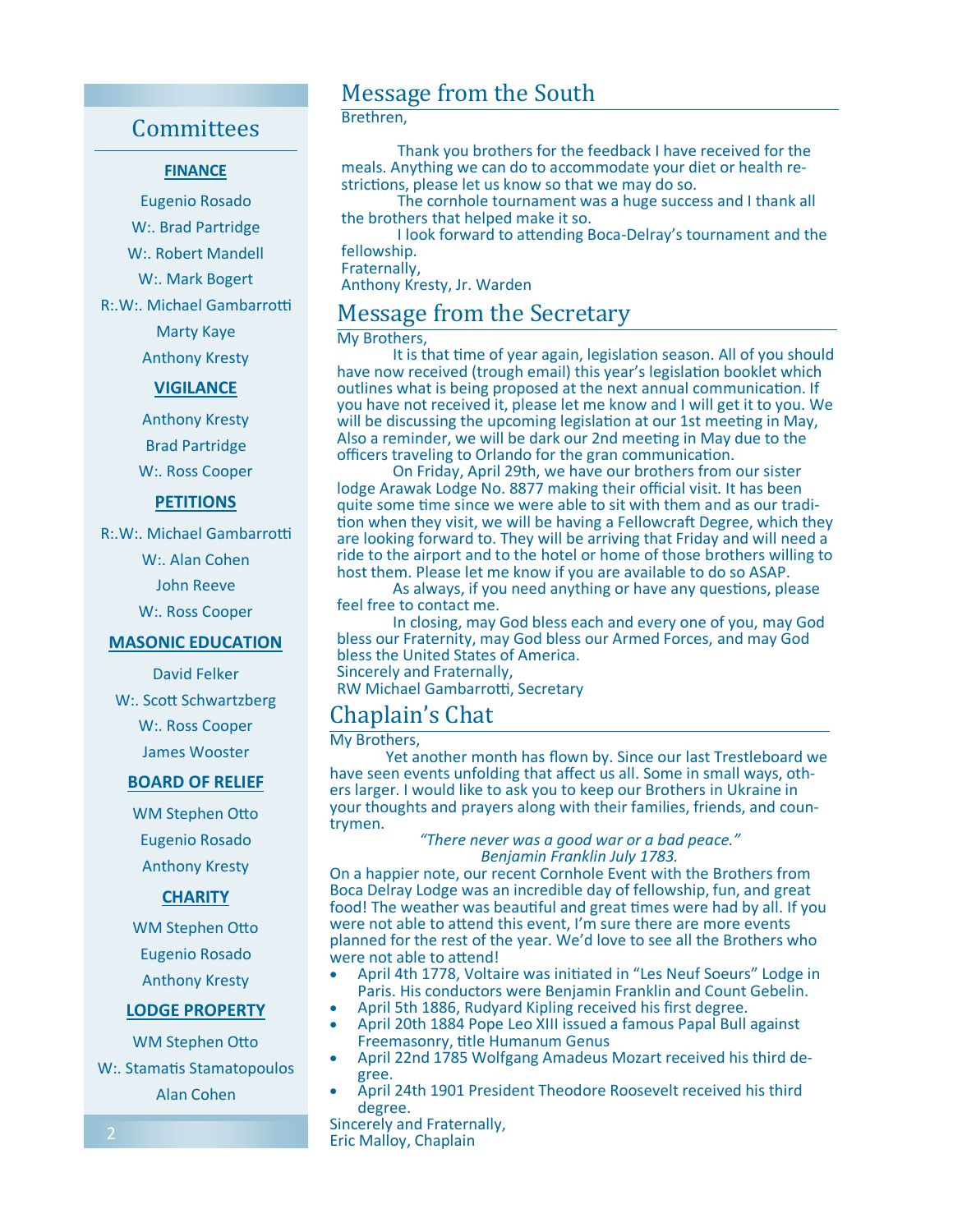## Committees

**FINANCE**

Eugenio Rosado
W:. Brad Partridge
W:. Robert Mandell
W:. Mark Bogert
R:.W:. Michael Gambarrotti
Marty Kaye
Anthony Kresty

**VIGILANCE**

Anthony Kresty
Brad Partridge
W:. Ross Cooper

**PETITIONS**

R:.W:. Michael Gambarrotti
W:. Alan Cohen
John Reeve
W:. Ross Cooper

**MASONIC EDUCATION**

David Felker
W:. Scott Schwartzberg
W:. Ross Cooper
James Wooster

**BOARD OF RELIEF**

WM Stephen Otto
Eugenio Rosado
Anthony Kresty

**CHARITY**

WM Stephen Otto
Eugenio Rosado
Anthony Kresty

**LODGE PROPERTY**

WM Stephen Otto
W:. Stamatis Stamatopoulos
Alan Cohen

## Message from the South

Brethren,

Thank you brothers for the feedback I have received for the meals. Anything we can do to accommodate your diet or health restrictions, please let us know so that we may do so.

The cornhole tournament was a huge success and I thank all the brothers that helped make it so.

I look forward to attending Boca-Delray's tournament and the fellowship.

Fraternally,
Anthony Kresty, Jr. Warden

## Message from the Secretary

My Brothers,

It is that time of year again, legislation season. All of you should have now received (trough email) this year's legislation booklet which outlines what is being proposed at the next annual communication. If you have not received it, please let me know and I will get it to you. We will be discussing the upcoming legislation at our 1st meeting in May, Also a reminder, we will be dark our 2nd meeting in May due to the officers traveling to Orlando for the gran communication.

On Friday, April 29th, we have our brothers from our sister lodge Arawak Lodge No. 8877 making their official visit. It has been quite some time since we were able to sit with them and as our tradition when they visit, we will be having a Fellowcraft Degree, which they are looking forward to. They will be arriving that Friday and will need a ride to the airport and to the hotel or home of those brothers willing to host them. Please let me know if you are available to do so ASAP.

As always, if you need anything or have any questions, please feel free to contact me.

In closing, may God bless each and every one of you, may God bless our Fraternity, may God bless our Armed Forces, and may God bless the United States of America.

Sincerely and Fraternally,
RW Michael Gambarrotti, Secretary

## Chaplain's Chat

My Brothers,

Yet another month has flown by. Since our last Trestleboard we have seen events unfolding that affect us all. Some in small ways, others larger. I would like to ask you to keep our Brothers in Ukraine in your thoughts and prayers along with their families, friends, and countrymen.

*"There never was a good war or a bad peace."*
*Benjamin Franklin July 1783.*

On a happier note, our recent Cornhole Event with the Brothers from Boca Delray Lodge was an incredible day of fellowship, fun, and great food! The weather was beautiful and great times were had by all. If you were not able to attend this event, I'm sure there are more events planned for the rest of the year. We'd love to see all the Brothers who were not able to attend!

- April 4th 1778, Voltaire was initiated in "Les Neuf Soeurs" Lodge in Paris. His conductors were Benjamin Franklin and Count Gebelin.
- April 5th 1886, Rudyard Kipling received his first degree.
- April 20th 1884 Pope Leo XIII issued a famous Papal Bull against Freemasonry, title Humanum Genus
- April 22nd 1785 Wolfgang Amadeus Mozart received his third degree.
- April 24th 1901 President Theodore Roosevelt received his third degree.

Sincerely and Fraternally,
Eric Malloy, Chaplain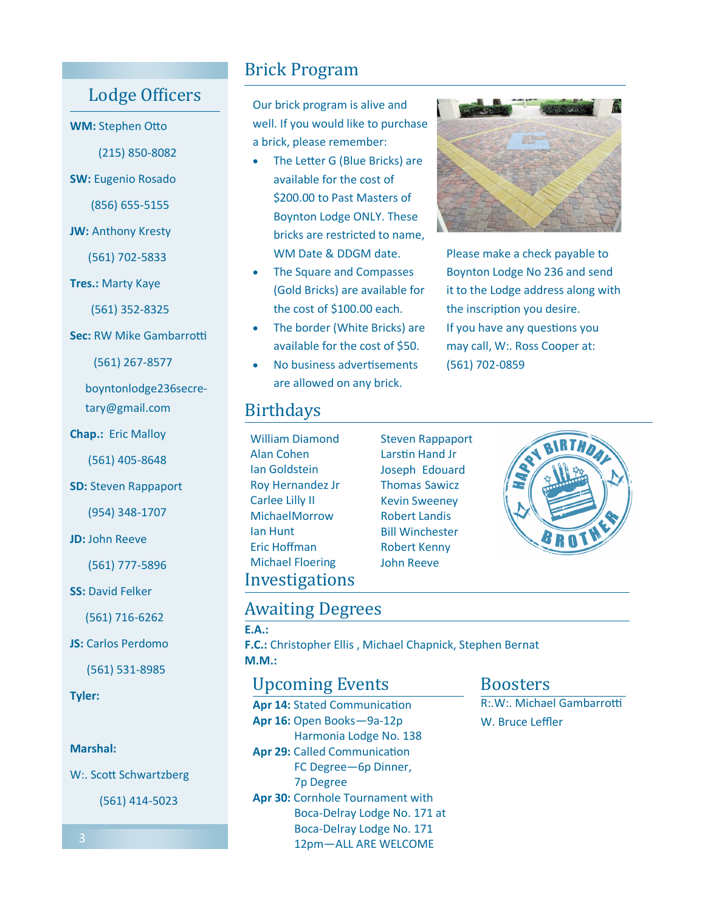## Lodge Officers

**WM:** Stephen Otto

(215) 850-8082

**SW:** Eugenio Rosado

(856) 655-5155

**JW:** Anthony Kresty

(561) 702-5833

**Tres.:** Marty Kaye

(561) 352-8325

**Sec:** RW Mike Gambarrotti

(561) 267-8577

boyntonlodge236secretary@gmail.com

**Chap.:** Eric Malloy

(561) 405-8648

**SD:** Steven Rappaport

(954) 348-1707

**JD:** John Reeve

(561) 777-5896

**SS:** David Felker

(561) 716-6262

**JS:** Carlos Perdomo

(561) 531-8985

**Tyler:**

**Marshal:**

W:. Scott Schwartzberg

(561) 414-5023

## Brick Program

Our brick program is alive and well. If you would like to purchase a brick, please remember:

- The Letter G (Blue Bricks) are available for the cost of $200.00 to Past Masters of Boynton Lodge ONLY. These bricks are restricted to name, WM Date & DDGM date.
- The Square and Compasses (Gold Bricks) are available for the cost of $100.00 each.
- The border (White Bricks) are available for the cost of $50.
- No business advertisements are allowed on any brick.

Please make a check payable to Boynton Lodge No 236 and send it to the Lodge address along with the inscription you desire.

If you have any questions you may call, W:. Ross Cooper at: (561) 702-0859

## Birthdays

William Diamond
Alan Cohen
Ian Goldstein
Roy Hernandez Jr
Carlee Lilly II
MichaelMorrow
Ian Hunt
Eric Hoffman
Michael Floering
Steven Rappaport
Larstin Hand Jr
Joseph Edouard
Thomas Sawicz
Kevin Sweeney
Robert Landis
Bill Winchester
Robert Kenny
John Reeve

## Investigations

## Awaiting Degrees

**E.A.:**

**F.C.:** Christopher Ellis , Michael Chapnick, Stephen Bernat

**M.M.:**

## Upcoming Events

**Apr 14:** Stated Communication

**Apr 16:** Open Books—9a-12p
Harmonia Lodge No. 138

**Apr 29:** Called Communication
FC Degree—6p Dinner,
7p Degree

**Apr 30:** Cornhole Tournament with
Boca-Delray Lodge No. 171 at
Boca-Delray Lodge No. 171
12pm—ALL ARE WELCOME

## Boosters

R:.W:. Michael Gambarrotti

W. Bruce Leffler